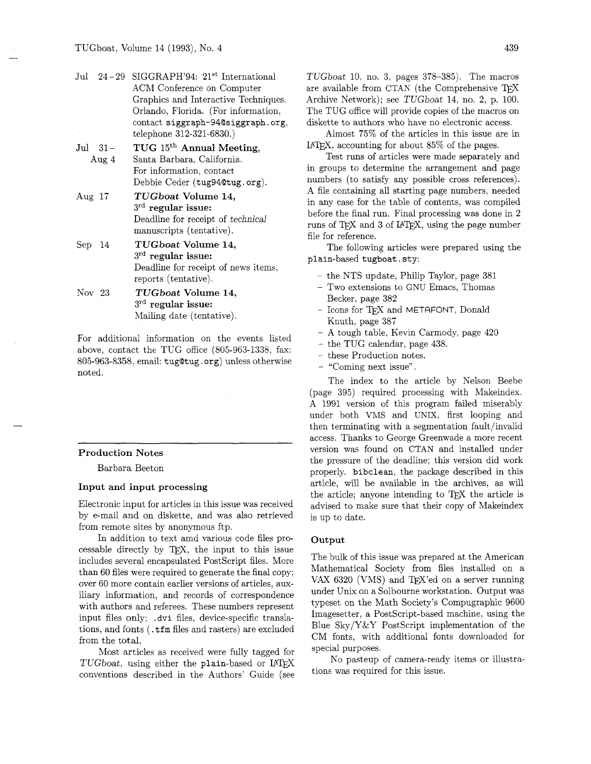| | | |
|---|---|---|
| Jul | 24–29 | SIGGRAPH'94: 21st International ACM Conference on Computer Graphics and Interactive Techniques. Orlando, Florida. (For information, contact `siggraph-94@siggraph.org`, telephone 312-321-6830.) |
| Jul 31– | Aug 4 | **TUG 15th Annual Meeting,** Santa Barbara, California. For information, contact Debbie Ceder (`tug94@tug.org`). |
| Aug | 17 | ***TUGboat* Volume 14, 3rd regular issue:** Deadline for receipt of *technical* manuscripts (tentative). |
| Sep | 14 | ***TUGboat* Volume 14, 3rd regular issue:** Deadline for receipt of news items, reports (tentative). |
| Nov | 23 | ***TUGboat* Volume 14, 3rd regular issue:** Mailing date (tentative). |

For additional information on the events listed above, contact the TUG office (805-963-1338, fax: 805-963-8358, email: `tug@tug.org`) unless otherwise noted.

## Production Notes

Barbara Beeton

### Input and input processing

Electronic input for articles in this issue was received by e-mail and on diskette, and was also retrieved from remote sites by anonymous ftp.

In addition to text amd various code files processable directly by TeX, the input to this issue includes several encapsulated PostScript files. More than 60 files were required to generate the final copy; over 60 more contain earlier versions of articles, auxiliary information, and records of correspondence with authors and referees. These numbers represent input files only; `.dvi` files, device-specific translations, and fonts (`.tfm` files and rasters) are excluded from the total.

Most articles as received were fully tagged for *TUGboat*, using either the `plain`-based or LaTeX conventions described in the Authors' Guide (see *TUGboat* 10, no. 3, pages 378–385). The macros are available from CTAN (the Comprehensive TeX Archive Network); see *TUGboat* 14, no. 2, p. 100. The TUG office will provide copies of the macros on diskette to authors who have no electronic access.

Almost 75% of the articles in this issue are in LaTeX, accounting for about 85% of the pages.

Test runs of articles were made separately and in groups to determine the arrangement and page numbers (to satisfy any possible cross references). A file containing all starting page numbers, needed in any case for the table of contents, was compiled before the final run. Final processing was done in 2 runs of TeX and 3 of LaTeX, using the page number file for reference.

The following articles were prepared using the `plain`-based `tugboat.sty`:

- the NTS update, Philip Taylor, page 381
- Two extensions to GNU Emacs, Thomas Becker, page 382
- Icons for TeX and METAFONT, Donald Knuth, page 387
- A tough table, Kevin Carmody, page 420
- the TUG calendar, page 438.
- these Production notes.
- "Coming next issue".

The index to the article by Nelson Beebe (page 395) required processing with Makeindex. A 1991 version of this program failed miserably under both VMS and UNIX, first looping and then terminating with a segmentation fault/invalid access. Thanks to George Greenwade a more recent version was found on CTAN and installed under the pressure of the deadline; this version did work properly. `bibclean`, the package described in this article, will be available in the archives, as will the article; anyone intending to TeX the article is advised to make sure that their copy of Makeindex is up to date.

### Output

The bulk of this issue was prepared at the American Mathematical Society from files installed on a VAX 6320 (VMS) and TeX'ed on a server running under Unix on a Solbourne workstation. Output was typeset on the Math Society's Compugraphic 9600 Imagesetter, a PostScript-based machine, using the Blue Sky/Y&Y PostScript implementation of the CM fonts, with additional fonts downloaded for special purposes.

No pasteup of camera-ready items or illustrations was required for this issue.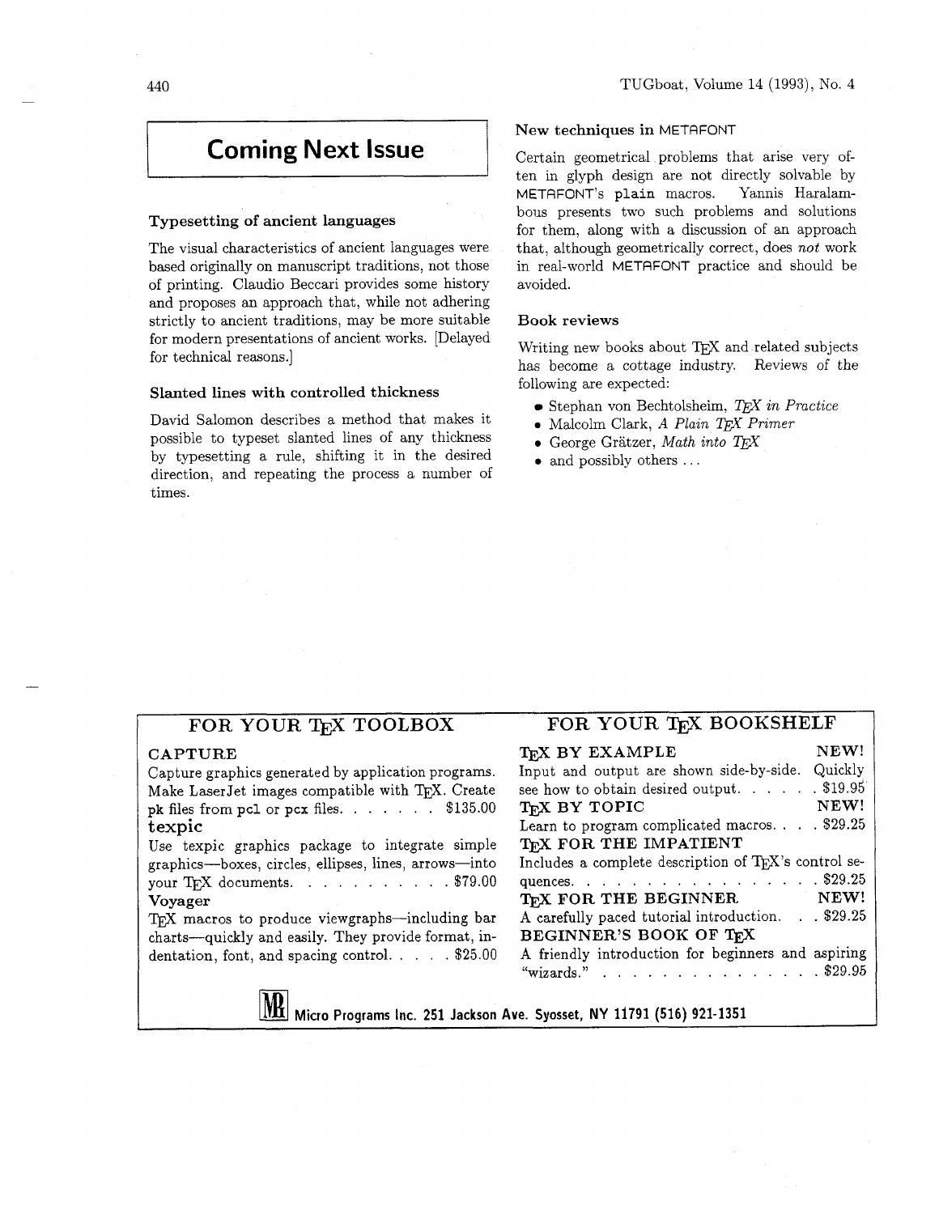# Coming Next Issue

### Typesetting of ancient languages

The visual characteristics of ancient languages were based originally on manuscript traditions, not those of printing. Claudio Beccari provides some history and proposes an approach that, while not adhering strictly to ancient traditions, may be more suitable for modern presentations of ancient works. [Delayed for technical reasons.]

### Slanted lines with controlled thickness

David Salomon describes a method that makes it possible to typeset slanted lines of any thickness by typesetting a rule, shifting it in the desired direction, and repeating the process a number of times.

### New techniques in METAFONT

Certain geometrical problems that arise very often in glyph design are not directly solvable by METAFONT's `plain` macros. Yannis Haralambous presents two such problems and solutions for them, along with a discussion of an approach that, although geometrically correct, does *not* work in real-world METAFONT practice and should be avoided.

### Book reviews

Writing new books about TEX and related subjects has become a cottage industry. Reviews of the following are expected:

- Stephan von Bechtolsheim, *TEX in Practice*
- Malcolm Clark, *A Plain TEX Primer*
- George Grätzer, *Math into TEX*
- and possibly others ...

---

## FOR YOUR TEX TOOLBOX

**CAPTURE**
Capture graphics generated by application programs. Make LaserJet images compatible with TEX. Create pk files from pcl or pcx files. . . . . . . $135.00

**texpic**
Use texpic graphics package to integrate simple graphics—boxes, circles, ellipses, lines, arrows—into your TEX documents. . . . . . . . . . . $79.00

**Voyager**
TEX macros to produce viewgraphs—including bar charts—quickly and easily. They provide format, indentation, font, and spacing control. . . . . $25.00

## FOR YOUR TEX BOOKSHELF

**TEX BY EXAMPLE** NEW!
Input and output are shown side-by-side. Quickly see how to obtain desired output. . . . . . $19.95

**TEX BY TOPIC** NEW!
Learn to program complicated macros. . . . $29.25

**TEX FOR THE IMPATIENT**
Includes a complete description of TEX's control sequences. . . . . . . . . . . . . . . . . . $29.25

**TEX FOR THE BEGINNER** NEW!
A carefully paced tutorial introduction. . . $29.25

**BEGINNER'S BOOK OF TEX**
A friendly introduction for beginners and aspiring "wizards." . . . . . . . . . . . . . . . $29.95

**Micro Programs Inc. 251 Jackson Ave. Syosset, NY 11791 (516) 921-1351**